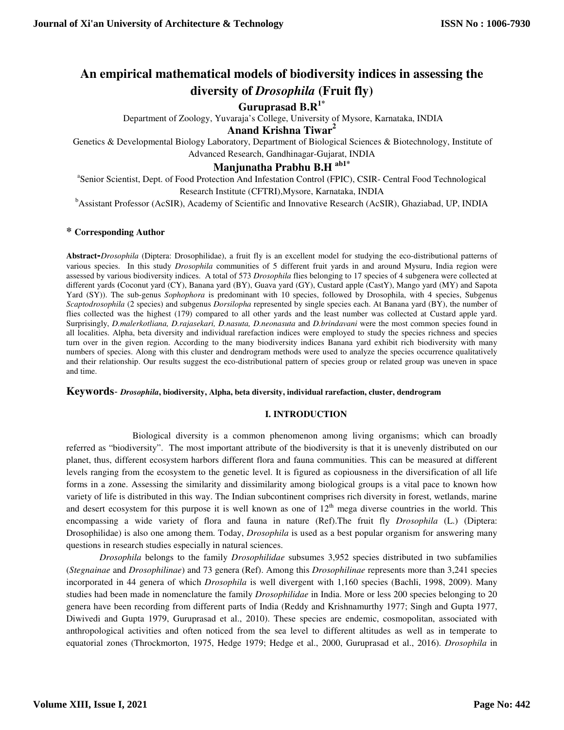# An empirical mathematical models of biodiversity indices in assessing the diversity of *Drosophila* (Fruit fly)

**Guruprasad B.R[1*]**

Department of Zoology, Yuvaraja's College, University of Mysore, Karnataka, INDIA

**Anand Krishna Tiwar[2]**

Genetics & Developmental Biology Laboratory, Department of Biological Sciences & Biotechnology, Institute of Advanced Research, Gandhinagar-Gujarat, INDIA

**Manjunatha Prabhu B.H [ab1*]**

[a]Senior Scientist, Dept. of Food Protection And Infestation Control (FPIC), CSIR- Central Food Technological Research Institute (CFTRI),Mysore, Karnataka, INDIA

[b]Assistant Professor (AcSIR), Academy of Scientific and Innovative Research (AcSIR), Ghaziabad, UP, INDIA

**\* Corresponding Author**

**Abstract-***Drosophila* (Diptera: Drosophilidae), a fruit fly is an excellent model for studying the eco-distributional patterns of various species. In this study *Drosophila* communities of 5 different fruit yards in and around Mysuru, India region were assessed by various biodiversity indices. A total of 573 *Drosophila* flies belonging to 17 species of 4 subgenera were collected at different yards (Coconut yard (CY), Banana yard (BY), Guava yard (GY), Custard apple (CastY), Mango yard (MY) and Sapota Yard (SY)). The sub-genus *Sophophora* is predominant with 10 species, followed by Drosophila, with 4 species, Subgenus *Scaptodrosophila* (2 species) and subgenus *Dorsilopha* represented by single species each. At Banana yard (BY), the number of flies collected was the highest (179) compared to all other yards and the least number was collected at Custard apple yard. Surprisingly, *D.malerkotliana, D.rajasekari, D.nasuta, D.neonasuta* and *D.brindavani* were the most common species found in all localities. Alpha, beta diversity and individual rarefaction indices were employed to study the species richness and species turn over in the given region. According to the many biodiversity indices Banana yard exhibit rich biodiversity with many numbers of species. Along with this cluster and dendrogram methods were used to analyze the species occurrence qualitatively and their relationship. Our results suggest the eco-distributional pattern of species group or related group was uneven in space and time.

**Keywords**- ***Drosophila*, biodiversity, Alpha, beta diversity, individual rarefaction, cluster, dendrogram**

## I. INTRODUCTION

Biological diversity is a common phenomenon among living organisms; which can broadly referred as "biodiversity". The most important attribute of the biodiversity is that it is unevenly distributed on our planet, thus, different ecosystem harbors different flora and fauna communities. This can be measured at different levels ranging from the ecosystem to the genetic level. It is figured as copiousness in the diversification of all life forms in a zone. Assessing the similarity and dissimilarity among biological groups is a vital pace to known how variety of life is distributed in this way. The Indian subcontinent comprises rich diversity in forest, wetlands, marine and desert ecosystem for this purpose it is well known as one of 12th mega diverse countries in the world. This encompassing a wide variety of flora and fauna in nature (Ref).The fruit fly *Drosophila* (L.) (Diptera: Drosophilidae) is also one among them. Today, *Drosophila* is used as a best popular organism for answering many questions in research studies especially in natural sciences.

*Drosophila* belongs to the family *Drosophilidae* subsumes 3,952 species distributed in two subfamilies (*Stegnainae* and *Drosophilinae*) and 73 genera (Ref). Among this *Drosophilinae* represents more than 3,241 species incorporated in 44 genera of which *Drosophila* is well divergent with 1,160 species (Bachli, 1998, 2009). Many studies had been made in nomenclature the family *Drosophilidae* in India. More or less 200 species belonging to 20 genera have been recording from different parts of India (Reddy and Krishnamurthy 1977; Singh and Gupta 1977, Diwivedi and Gupta 1979, Guruprasad et al., 2010). These species are endemic, cosmopolitan, associated with anthropological activities and often noticed from the sea level to different altitudes as well as in temperate to equatorial zones (Throckmorton, 1975, Hedge 1979; Hedge et al., 2000, Guruprasad et al., 2016). *Drosophila* in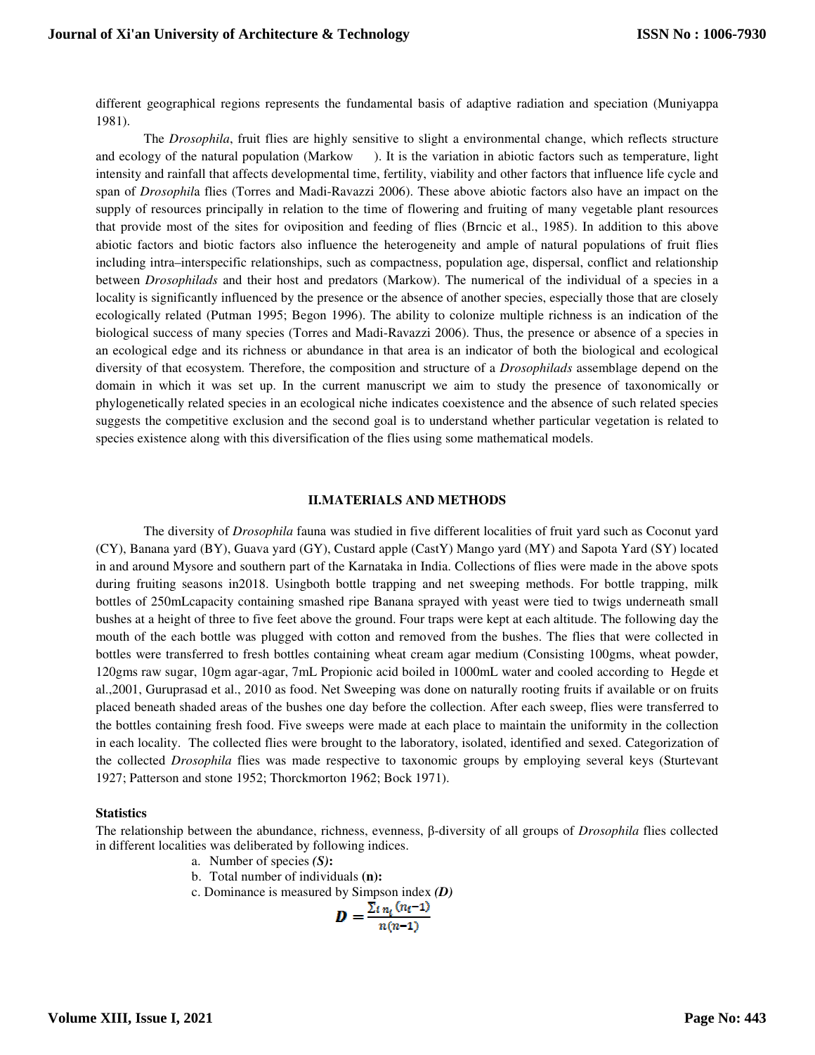different geographical regions represents the fundamental basis of adaptive radiation and speciation (Muniyappa 1981).

The *Drosophila*, fruit flies are highly sensitive to slight a environmental change, which reflects structure and ecology of the natural population (Markow ). It is the variation in abiotic factors such as temperature, light intensity and rainfall that affects developmental time, fertility, viability and other factors that influence life cycle and span of *Drosophil*a flies (Torres and Madi-Ravazzi 2006). These above abiotic factors also have an impact on the supply of resources principally in relation to the time of flowering and fruiting of many vegetable plant resources that provide most of the sites for oviposition and feeding of flies (Brncic et al., 1985). In addition to this above abiotic factors and biotic factors also influence the heterogeneity and ample of natural populations of fruit flies including intra–interspecific relationships, such as compactness, population age, dispersal, conflict and relationship between *Drosophilads* and their host and predators (Markow). The numerical of the individual of a species in a locality is significantly influenced by the presence or the absence of another species, especially those that are closely ecologically related (Putman 1995; Begon 1996). The ability to colonize multiple richness is an indication of the biological success of many species (Torres and Madi-Ravazzi 2006). Thus, the presence or absence of a species in an ecological edge and its richness or abundance in that area is an indicator of both the biological and ecological diversity of that ecosystem. Therefore, the composition and structure of a *Drosophilads* assemblage depend on the domain in which it was set up. In the current manuscript we aim to study the presence of taxonomically or phylogenetically related species in an ecological niche indicates coexistence and the absence of such related species suggests the competitive exclusion and the second goal is to understand whether particular vegetation is related to species existence along with this diversification of the flies using some mathematical models.

## II.MATERIALS AND METHODS

The diversity of *Drosophila* fauna was studied in five different localities of fruit yard such as Coconut yard (CY), Banana yard (BY), Guava yard (GY), Custard apple (CastY) Mango yard (MY) and Sapota Yard (SY) located in and around Mysore and southern part of the Karnataka in India. Collections of flies were made in the above spots during fruiting seasons in2018. Usingboth bottle trapping and net sweeping methods. For bottle trapping, milk bottles of 250mLcapacity containing smashed ripe Banana sprayed with yeast were tied to twigs underneath small bushes at a height of three to five feet above the ground. Four traps were kept at each altitude. The following day the mouth of the each bottle was plugged with cotton and removed from the bushes. The flies that were collected in bottles were transferred to fresh bottles containing wheat cream agar medium (Consisting 100gms, wheat powder, 120gms raw sugar, 10gm agar-agar, 7mL Propionic acid boiled in 1000mL water and cooled according to Hegde et al.,2001, Guruprasad et al., 2010 as food. Net Sweeping was done on naturally rooting fruits if available or on fruits placed beneath shaded areas of the bushes one day before the collection. After each sweep, flies were transferred to the bottles containing fresh food. Five sweeps were made at each place to maintain the uniformity in the collection in each locality. The collected flies were brought to the laboratory, isolated, identified and sexed. Categorization of the collected *Drosophila* flies was made respective to taxonomic groups by employing several keys (Sturtevant 1927; Patterson and stone 1952; Thorckmorton 1962; Bock 1971).

### Statistics

The relationship between the abundance, richness, evenness, β-diversity of all groups of *Drosophila* flies collected in different localities was deliberated by following indices.

a. Number of species ***(S)*:**

b. Total number of individuals **(n):**

c. Dominance is measured by Simpson index ***(D)***

$$D = \frac{\sum_i n_i(n_i-1)}{n(n-1)}$$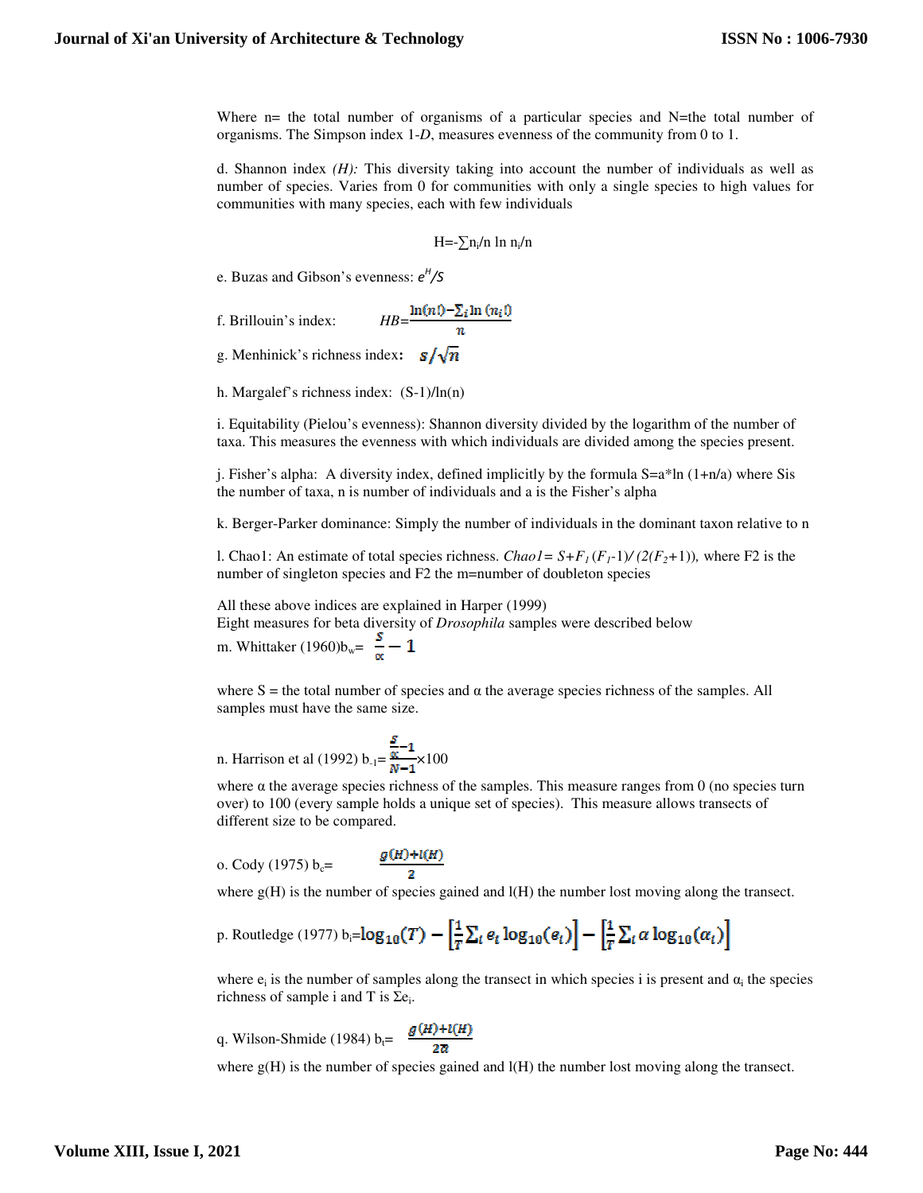Where n= the total number of organisms of a particular species and N=the total number of organisms. The Simpson index 1-*D*, measures evenness of the community from 0 to 1.

d. Shannon index *(H):* This diversity taking into account the number of individuals as well as number of species. Varies from 0 for communities with only a single species to high values for communities with many species, each with few individuals

$$H=-\sum n_i/n \ln n_i/n$$

e. Buzas and Gibson's evenness: $e^H/S$

f. Brillouin's index: $HB=\frac{\ln(n!)-\sum_i \ln(n_i!)}{n}$

g. Menhinick's richness index**:** $S/\sqrt{n}$

h. Margalef's richness index: (S-1)/ln(n)

i. Equitability (Pielou's evenness): Shannon diversity divided by the logarithm of the number of taxa. This measures the evenness with which individuals are divided among the species present.

j. Fisher's alpha: A diversity index, defined implicitly by the formula S=a*ln (1+n/a) where Sis the number of taxa, n is number of individuals and a is the Fisher's alpha

k. Berger-Parker dominance: Simply the number of individuals in the dominant taxon relative to n

l. Chao1: An estimate of total species richness. $Chao1= S+F_1(F_1-1)/(2(F_2+1))$, where F2 is the number of singleton species and F2 the m=number of doubleton species

All these above indices are explained in Harper (1999)

Eight measures for beta diversity of *Drosophila* samples were described below

m. Whittaker (1960)$b_w= \frac{S}{\alpha} - 1$

where S = the total number of species and α the average species richness of the samples. All samples must have the same size.

n. Harrison et al (1992) $b_{-1}=\frac{\frac{S}{\alpha}-1}{N-1}\times 100$

where α the average species richness of the samples. This measure ranges from 0 (no species turn over) to 100 (every sample holds a unique set of species). This measure allows transects of different size to be compared.

o. Cody (1975) $b_c= \frac{g(H)+l(H)}{2}$

where g(H) is the number of species gained and l(H) the number lost moving along the transect.

p. Routledge (1977) $b_i=\log_{10}(T) - \left[\frac{1}{T}\sum_i e_i \log_{10}(e_i)\right] - \left[\frac{1}{T}\sum_i \alpha \log_{10}(\alpha_i)\right]$

where $e_i$ is the number of samples along the transect in which species i is present and $\alpha_i$ the species richness of sample i and T is $\Sigma e_i$.

q. Wilson-Shmide (1984) $b_t= \frac{g(H)+l(H)}{2\bar{\alpha}}$

where g(H) is the number of species gained and l(H) the number lost moving along the transect.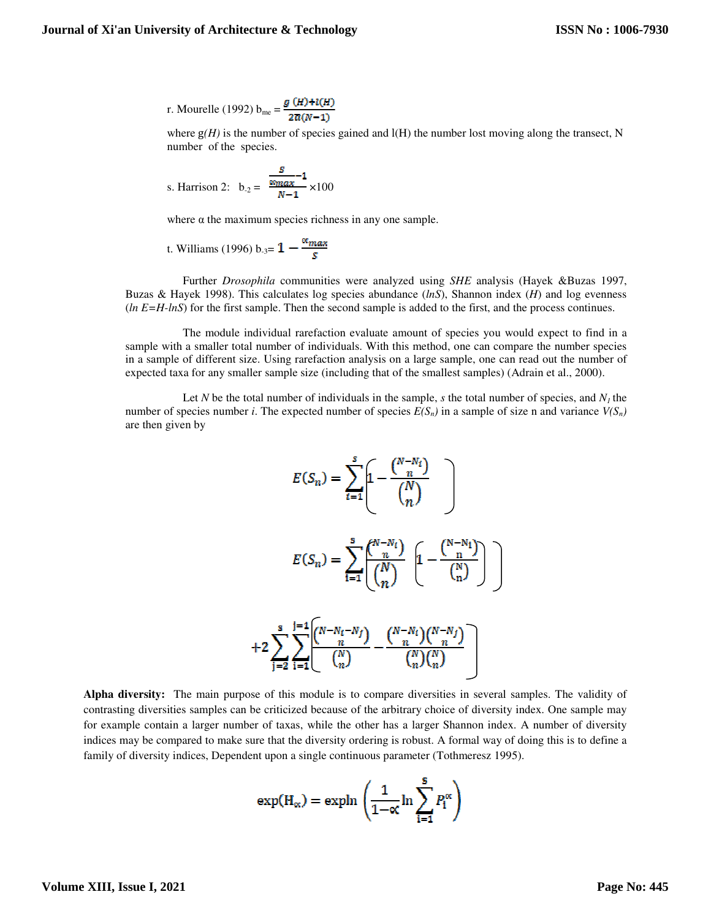r. Mourelle (1992) $b_{me} = \frac{g(H)+l(H)}{2n(N-1)}$

where $g(H)$ is the number of species gained and $l(H)$ the number lost moving along the transect, N number of the species.

s. Harrison 2: $b_{-2} = \frac{\frac{S}{\alpha_{max}}-1}{N-1} \times 100$

where α the maximum species richness in any one sample.

t. Williams (1996) $b_{-3} = 1 - \frac{\alpha_{max}}{S}$

Further *Drosophila* communities were analyzed using *SHE* analysis (Hayek &Buzas 1997, Buzas & Hayek 1998). This calculates log species abundance (*lnS*), Shannon index (*H*) and log evenness (*ln E=H-lnS*) for the first sample. Then the second sample is added to the first, and the process continues.

The module individual rarefaction evaluate amount of species you would expect to find in a sample with a smaller total number of individuals. With this method, one can compare the number species in a sample of different size. Using rarefaction analysis on a large sample, one can read out the number of expected taxa for any smaller sample size (including that of the smallest samples) (Adrain et al., 2000).

Let *N* be the total number of individuals in the sample, *s* the total number of species, and $N_I$ the number of species number *i*. The expected number of species $E(S_n)$ in a sample of size n and variance $V(S_n)$ are then given by

$$E(S_n) = \sum_{i=1}^{s} \left( 1 - \frac{\binom{N-N_i}{n}}{\binom{N}{n}} \right)$$

$$E(S_n) = \sum_{i=1}^{s} \left[ \frac{\binom{N-N_i}{n}}{\binom{N}{n}} \left( 1 - \frac{\binom{N-N_1}{n}}{\binom{N}{n}} \right) \right]$$

$$+2 \sum_{j=2}^{s} \sum_{i=1}^{j=1} \left[ \frac{\binom{N-N_i-N_j}{n}}{\binom{N}{n}} - \frac{\binom{N-N_i}{n}\binom{N-N_j}{n}}{\binom{N}{n}\binom{N}{n}} \right]$$

**Alpha diversity:** The main purpose of this module is to compare diversities in several samples. The validity of contrasting diversities samples can be criticized because of the arbitrary choice of diversity index. One sample may for example contain a larger number of taxas, while the other has a larger Shannon index. A number of diversity indices may be compared to make sure that the diversity ordering is robust. A formal way of doing this is to define a family of diversity indices, Dependent upon a single continuous parameter (Tothmeresz 1995).

$$\exp(H_\alpha) = \exp\ln\left( \frac{1}{1-\alpha} \ln \sum_{i=1}^{s} P_i^{\alpha} \right)$$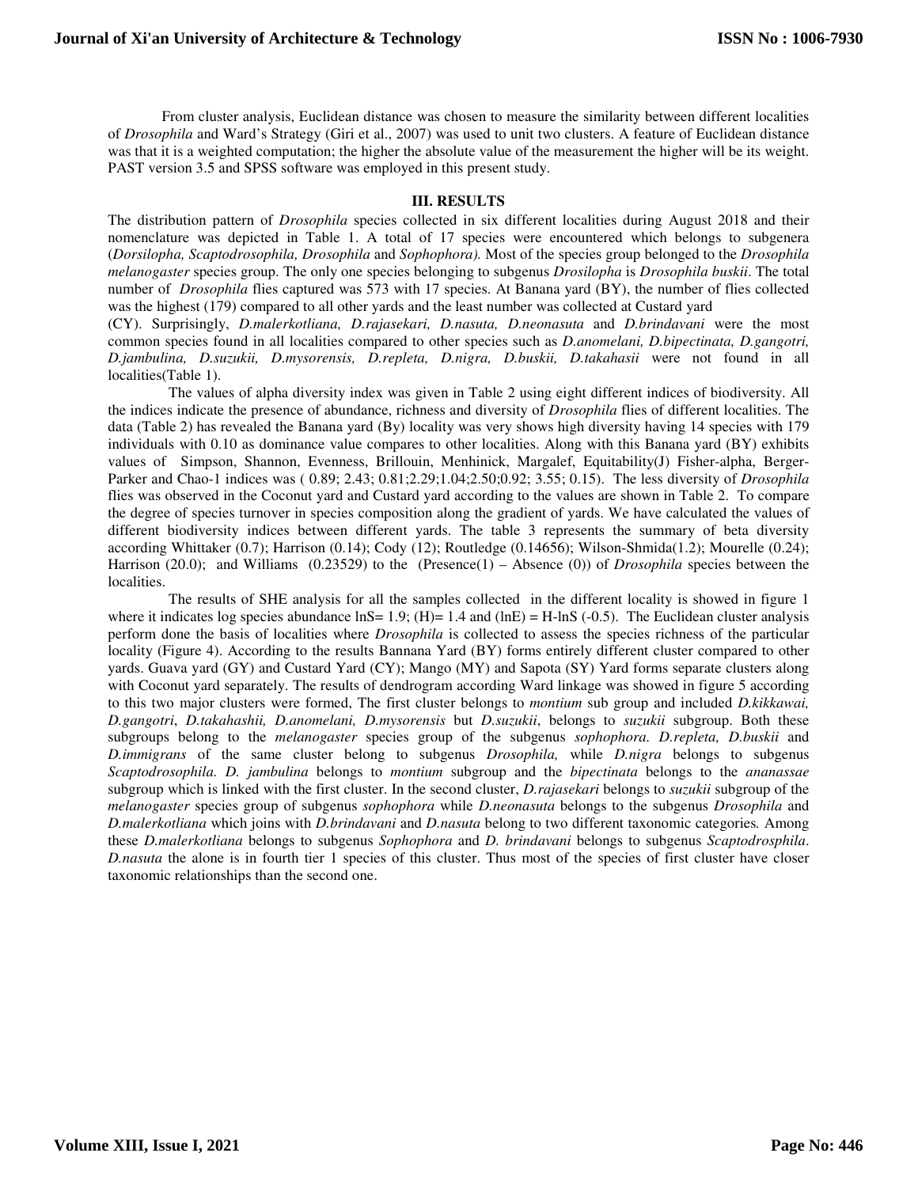From cluster analysis, Euclidean distance was chosen to measure the similarity between different localities of *Drosophila* and Ward's Strategy (Giri et al., 2007) was used to unit two clusters. A feature of Euclidean distance was that it is a weighted computation; the higher the absolute value of the measurement the higher will be its weight. PAST version 3.5 and SPSS software was employed in this present study.

## III. RESULTS

The distribution pattern of *Drosophila* species collected in six different localities during August 2018 and their nomenclature was depicted in Table 1. A total of 17 species were encountered which belongs to subgenera (*Dorsilopha, Scaptodrosophila, Drosophila* and *Sophophora).* Most of the species group belonged to the *Drosophila melanogaster* species group. The only one species belonging to subgenus *Drosilopha* is *Drosophila buskii*. The total number of *Drosophila* flies captured was 573 with 17 species. At Banana yard (BY), the number of flies collected was the highest (179) compared to all other yards and the least number was collected at Custard yard (CY). Surprisingly, *D.malerkotliana, D.rajasekari, D.nasuta, D.neonasuta* and *D.brindavani* were the most common species found in all localities compared to other species such as *D.anomelani, D.bipectinata, D.gangotri, D.jambulina, D.suzukii, D.mysorensis, D.repleta, D.nigra, D.buskii, D.takahasii* were not found in all localities(Table 1).

The values of alpha diversity index was given in Table 2 using eight different indices of biodiversity. All the indices indicate the presence of abundance, richness and diversity of *Drosophila* flies of different localities. The data (Table 2) has revealed the Banana yard (By) locality was very shows high diversity having 14 species with 179 individuals with 0.10 as dominance value compares to other localities. Along with this Banana yard (BY) exhibits values of Simpson, Shannon, Evenness, Brillouin, Menhinick, Margalef, Equitability(J) Fisher-alpha, Berger-Parker and Chao-1 indices was ( 0.89; 2.43; 0.81;2.29;1.04;2.50;0.92; 3.55; 0.15). The less diversity of *Drosophila* flies was observed in the Coconut yard and Custard yard according to the values are shown in Table 2. To compare the degree of species turnover in species composition along the gradient of yards. We have calculated the values of different biodiversity indices between different yards. The table 3 represents the summary of beta diversity according Whittaker (0.7); Harrison (0.14); Cody (12); Routledge (0.14656); Wilson-Shmida(1.2); Mourelle (0.24); Harrison (20.0); and Williams (0.23529) to the (Presence(1) – Absence (0)) of *Drosophila* species between the localities.

The results of SHE analysis for all the samples collected in the different locality is showed in figure 1 where it indicates log species abundance lnS= 1.9; (H)= 1.4 and (lnE) = H-lnS (-0.5). The Euclidean cluster analysis perform done the basis of localities where *Drosophila* is collected to assess the species richness of the particular locality (Figure 4). According to the results Bannana Yard (BY) forms entirely different cluster compared to other yards. Guava yard (GY) and Custard Yard (CY); Mango (MY) and Sapota (SY) Yard forms separate clusters along with Coconut yard separately. The results of dendrogram according Ward linkage was showed in figure 5 according to this two major clusters were formed, The first cluster belongs to *montium* sub group and included *D.kikkawai, D.gangotri*, *D.takahashii, D.anomelani, D.mysorensis* but *D.suzukii*, belongs to *suzukii* subgroup. Both these subgroups belong to the *melanogaster* species group of the subgenus *sophophora. D.repleta, D.buskii* and *D.immigrans* of the same cluster belong to subgenus *Drosophila,* while *D.nigra* belongs to subgenus *Scaptodrosophila. D. jambulina* belongs to *montium* subgroup and the *bipectinata* belongs to the *ananassae* subgroup which is linked with the first cluster. In the second cluster, *D.rajasekari* belongs to *suzukii* subgroup of the *melanogaster* species group of subgenus *sophophora* while *D.neonasuta* belongs to the subgenus *Drosophila* and *D.malerkotliana* which joins with *D.brindavani* and *D.nasuta* belong to two different taxonomic categories*.* Among these *D.malerkotliana* belongs to subgenus *Sophophora* and *D. brindavani* belongs to subgenus *Scaptodrosphila*. *D.nasuta* the alone is in fourth tier 1 species of this cluster. Thus most of the species of first cluster have closer taxonomic relationships than the second one.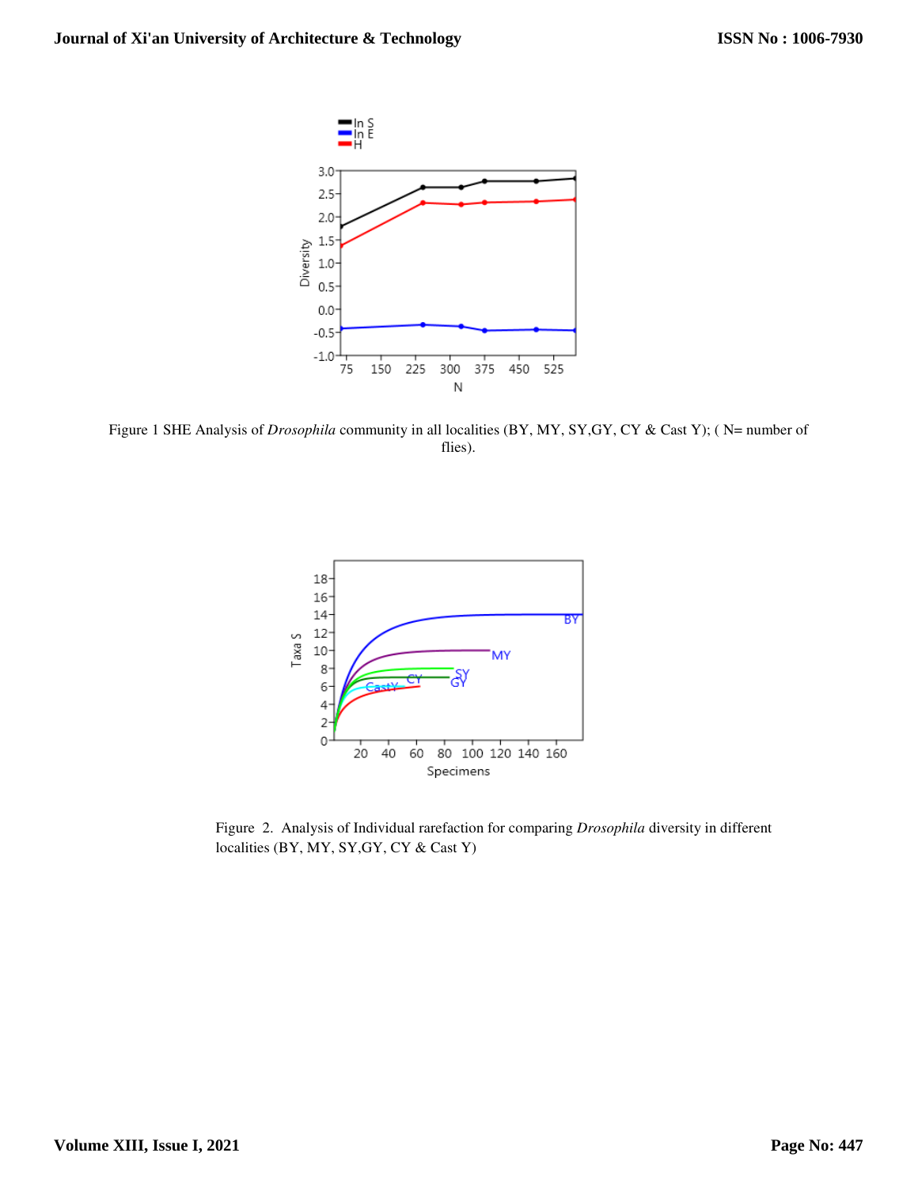Figure 1 SHE Analysis of *Drosophila* community in all localities (BY, MY, SY,GY, CY & Cast Y); ( N= number of flies).

Figure 2. Analysis of Individual rarefaction for comparing *Drosophila* diversity in different localities (BY, MY, SY,GY, CY & Cast Y)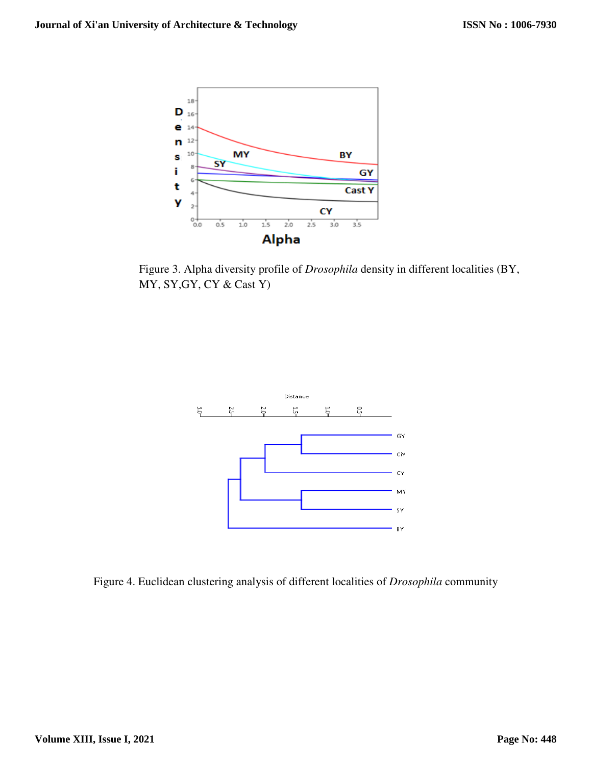Figure 3. Alpha diversity profile of *Drosophila* density in different localities (BY, MY, SY,GY, CY & Cast Y)

Figure 4. Euclidean clustering analysis of different localities of *Drosophila* community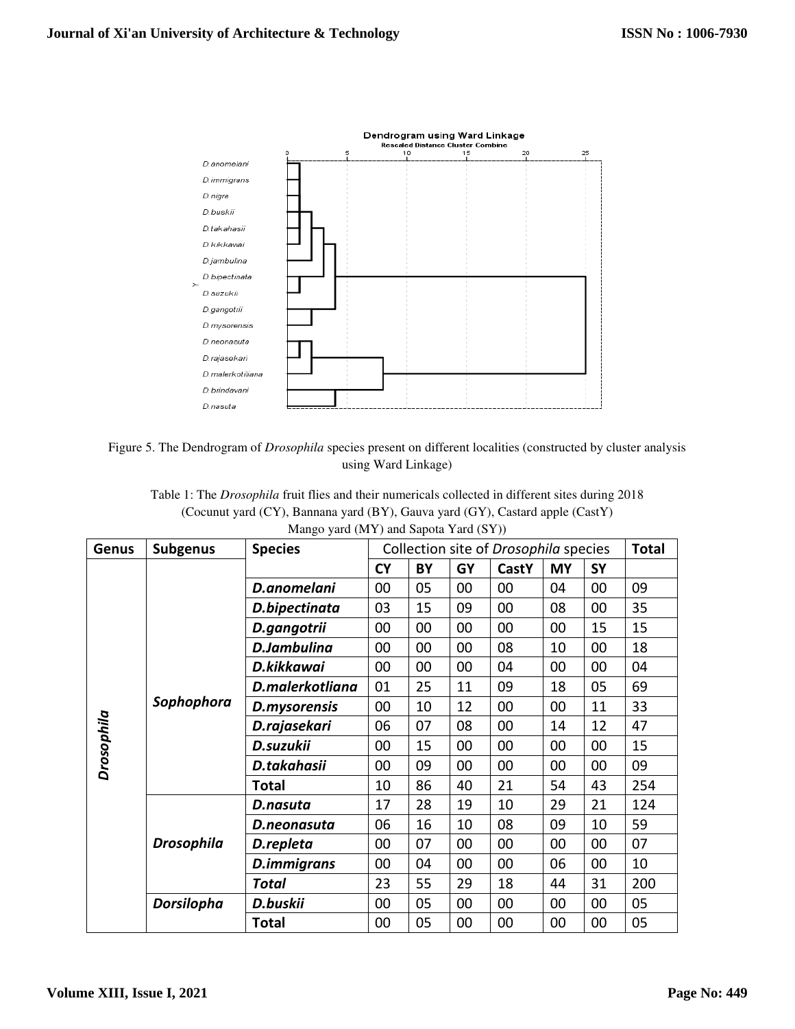Figure 5. The Dendrogram of *Drosophila* species present on different localities (constructed by cluster analysis using Ward Linkage)

Table 1: The *Drosophila* fruit flies and their numericals collected in different sites during 2018 (Cocunut yard (CY), Bannana yard (BY), Gauva yard (GY), Castard apple (CastY) Mango yard (MY) and Sapota Yard (SY))

| Genus | Subgenus | Species | Collection site of *Drosophila* species | | | | | | Total |
|---|---|---|---|---|---|---|---|---|---|
| | | | **CY** | **BY** | **GY** | **CastY** | **MY** | **SY** | |
| ***Drosophila*** | ***Sophophora*** | ***D.anomelani*** | 00 | 05 | 00 | 00 | 04 | 00 | 09 |
| | | ***D.bipectinata*** | 03 | 15 | 09 | 00 | 08 | 00 | 35 |
| | | ***D.gangotrii*** | 00 | 00 | 00 | 00 | 00 | 15 | 15 |
| | | ***D.Jambulina*** | 00 | 00 | 00 | 08 | 10 | 00 | 18 |
| | | ***D.kikkawai*** | 00 | 00 | 00 | 04 | 00 | 00 | 04 |
| | | ***D.malerkotliana*** | 01 | 25 | 11 | 09 | 18 | 05 | 69 |
| | | ***D.mysorensis*** | 00 | 10 | 12 | 00 | 00 | 11 | 33 |
| | | ***D.rajasekari*** | 06 | 07 | 08 | 00 | 14 | 12 | 47 |
| | | ***D.suzukii*** | 00 | 15 | 00 | 00 | 00 | 00 | 15 |
| | | ***D.takahasii*** | 00 | 09 | 00 | 00 | 00 | 00 | 09 |
| | | **Total** | 10 | 86 | 40 | 21 | 54 | 43 | 254 |
| | ***Drosophila*** | ***D.nasuta*** | 17 | 28 | 19 | 10 | 29 | 21 | 124 |
| | | ***D.neonasuta*** | 06 | 16 | 10 | 08 | 09 | 10 | 59 |
| | | ***D.repleta*** | 00 | 07 | 00 | 00 | 00 | 00 | 07 |
| | | ***D.immigrans*** | 00 | 04 | 00 | 00 | 06 | 00 | 10 |
| | | ***Total*** | 23 | 55 | 29 | 18 | 44 | 31 | 200 |
| | ***Dorsilopha*** | ***D.buskii*** | 00 | 05 | 00 | 00 | 00 | 00 | 05 |
| | | **Total** | 00 | 05 | 00 | 00 | 00 | 00 | 05 |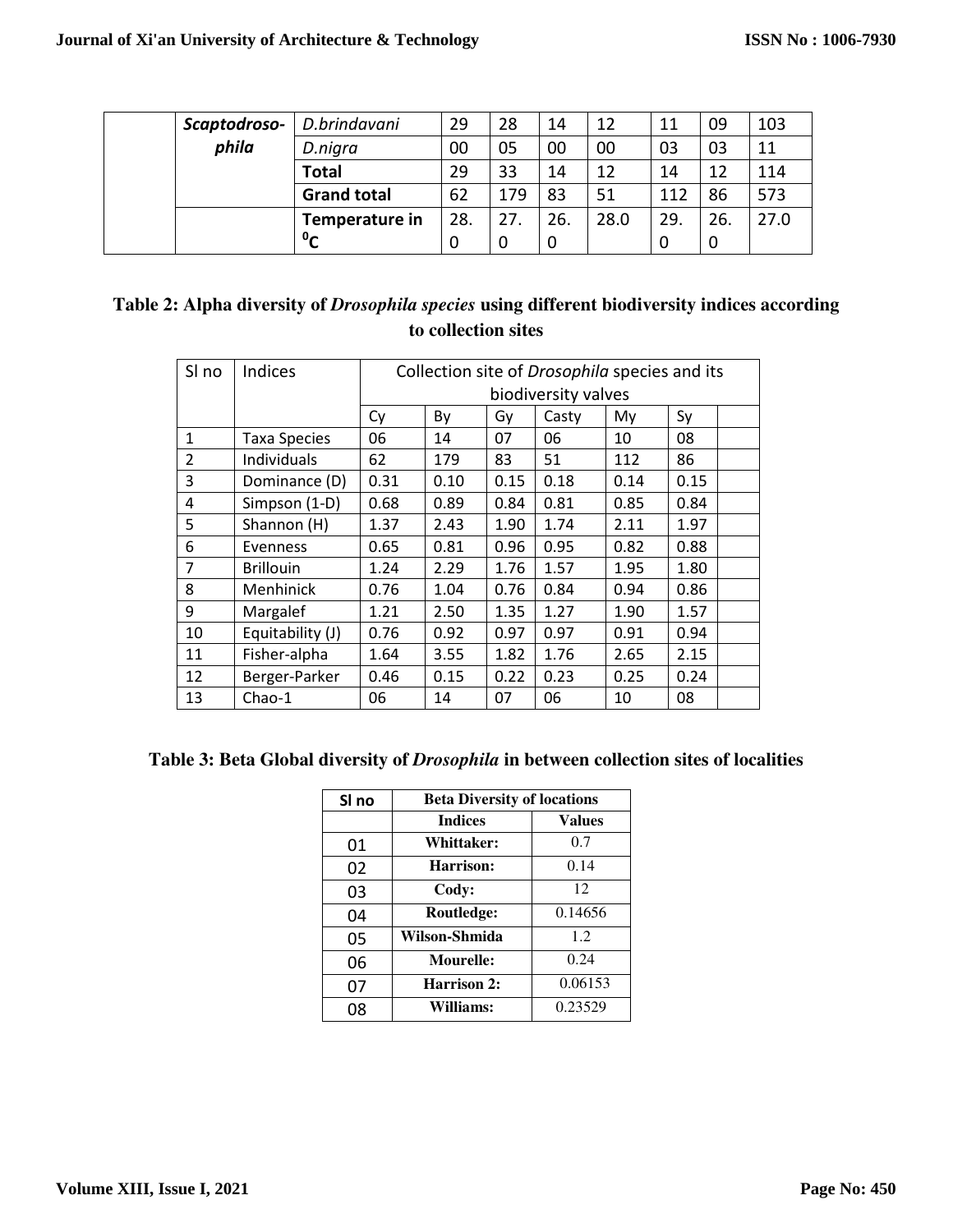| | | | | | | | | | |
|---|---|---|---|---|---|---|---|---|---|
| | ***Scaptodroso-phila*** | *D.brindavani* | 29 | 28 | 14 | 12 | 11 | 09 | 103 |
| | | *D.nigra* | 00 | 05 | 00 | 00 | 03 | 03 | 11 |
| | | **Total** | 29 | 33 | 14 | 12 | 14 | 12 | 114 |
| | | **Grand total** | 62 | 179 | 83 | 51 | 112 | 86 | 573 |
| | | **Temperature in $^0$C** | 28.0 | 27.0 | 26.0 | 28.0 | 29.0 | 26.0 | 27.0 |

**Table 2: Alpha diversity of *Drosophila species* using different biodiversity indices according to collection sites**

| Sl no | Indices | Collection site of *Drosophila* species and its biodiversity valves | | | | | | |
|---|---|---|---|---|---|---|---|---|
| | | Cy | By | Gy | Casty | My | Sy | |
| 1 | Taxa Species | 06 | 14 | 07 | 06 | 10 | 08 | |
| 2 | Individuals | 62 | 179 | 83 | 51 | 112 | 86 | |
| 3 | Dominance (D) | 0.31 | 0.10 | 0.15 | 0.18 | 0.14 | 0.15 | |
| 4 | Simpson (1-D) | 0.68 | 0.89 | 0.84 | 0.81 | 0.85 | 0.84 | |
| 5 | Shannon (H) | 1.37 | 2.43 | 1.90 | 1.74 | 2.11 | 1.97 | |
| 6 | Evenness | 0.65 | 0.81 | 0.96 | 0.95 | 0.82 | 0.88 | |
| 7 | Brillouin | 1.24 | 2.29 | 1.76 | 1.57 | 1.95 | 1.80 | |
| 8 | Menhinick | 0.76 | 1.04 | 0.76 | 0.84 | 0.94 | 0.86 | |
| 9 | Margalef | 1.21 | 2.50 | 1.35 | 1.27 | 1.90 | 1.57 | |
| 10 | Equitability (J) | 0.76 | 0.92 | 0.97 | 0.97 | 0.91 | 0.94 | |
| 11 | Fisher-alpha | 1.64 | 3.55 | 1.82 | 1.76 | 2.65 | 2.15 | |
| 12 | Berger-Parker | 0.46 | 0.15 | 0.22 | 0.23 | 0.25 | 0.24 | |
| 13 | Chao-1 | 06 | 14 | 07 | 06 | 10 | 08 | |

**Table 3: Beta Global diversity of *Drosophila* in between collection sites of localities**

| Sl no | Beta Diversity of locations | |
|---|---|---|
| | **Indices** | **Values** |
| 01 | **Whittaker:** | 0.7 |
| 02 | **Harrison:** | 0.14 |
| 03 | **Cody:** | 12 |
| 04 | **Routledge:** | 0.14656 |
| 05 | **Wilson-Shmida** | 1.2 |
| 06 | **Mourelle:** | 0.24 |
| 07 | **Harrison 2:** | 0.06153 |
| 08 | **Williams:** | 0.23529 |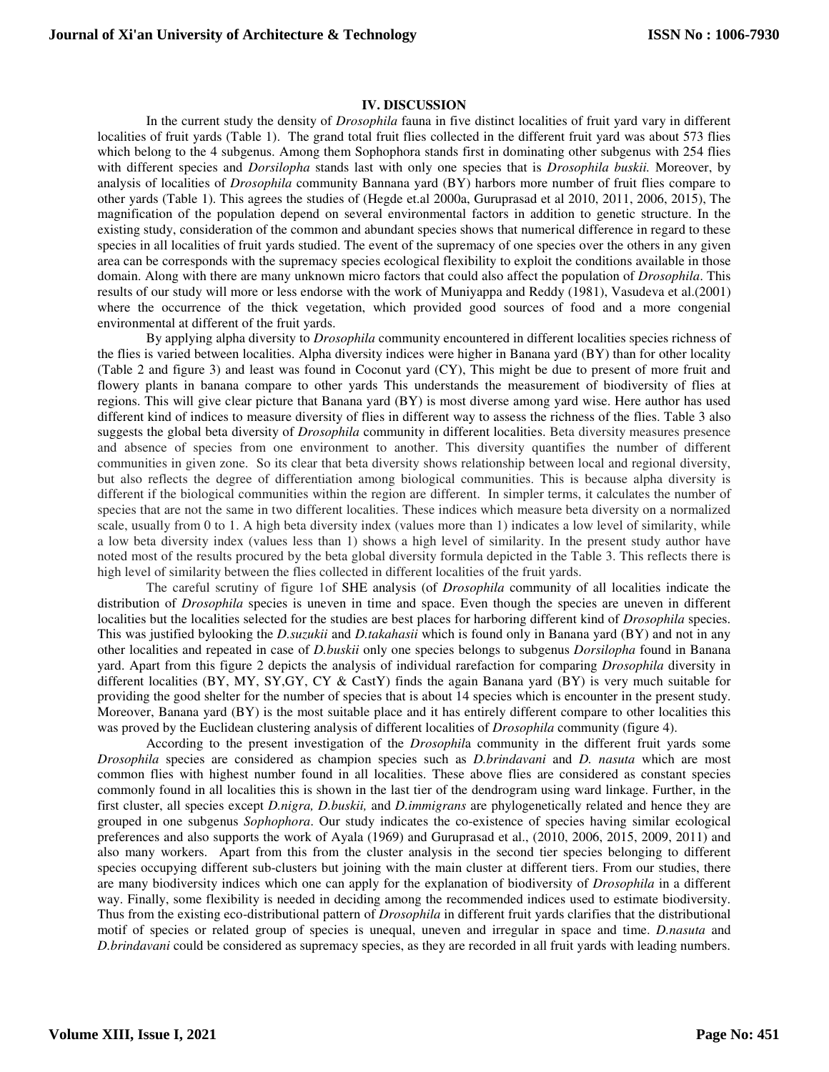## IV. DISCUSSION

In the current study the density of *Drosophila* fauna in five distinct localities of fruit yard vary in different localities of fruit yards (Table 1). The grand total fruit flies collected in the different fruit yard was about 573 flies which belong to the 4 subgenus. Among them Sophophora stands first in dominating other subgenus with 254 flies with different species and *Dorsilopha* stands last with only one species that is *Drosophila buskii.* Moreover, by analysis of localities of *Drosophila* community Bannana yard (BY) harbors more number of fruit flies compare to other yards (Table 1). This agrees the studies of (Hegde et.al 2000a, Guruprasad et al 2010, 2011, 2006, 2015), The magnification of the population depend on several environmental factors in addition to genetic structure. In the existing study, consideration of the common and abundant species shows that numerical difference in regard to these species in all localities of fruit yards studied. The event of the supremacy of one species over the others in any given area can be corresponds with the supremacy species ecological flexibility to exploit the conditions available in those domain. Along with there are many unknown micro factors that could also affect the population of *Drosophila*. This results of our study will more or less endorse with the work of Muniyappa and Reddy (1981), Vasudeva et al.(2001) where the occurrence of the thick vegetation, which provided good sources of food and a more congenial environmental at different of the fruit yards.

By applying alpha diversity to *Drosophila* community encountered in different localities species richness of the flies is varied between localities. Alpha diversity indices were higher in Banana yard (BY) than for other locality (Table 2 and figure 3) and least was found in Coconut yard (CY), This might be due to present of more fruit and flowery plants in banana compare to other yards This understands the measurement of biodiversity of flies at regions. This will give clear picture that Banana yard (BY) is most diverse among yard wise. Here author has used different kind of indices to measure diversity of flies in different way to assess the richness of the flies. Table 3 also suggests the global beta diversity of *Drosophila* community in different localities. Beta diversity measures presence and absence of species from one environment to another. This diversity quantifies the number of different communities in given zone. So its clear that beta diversity shows relationship between local and regional diversity, but also reflects the degree of differentiation among biological communities. This is because alpha diversity is different if the biological communities within the region are different. In simpler terms, it calculates the number of species that are not the same in two different localities. These indices which measure beta diversity on a normalized scale, usually from 0 to 1. A high beta diversity index (values more than 1) indicates a low level of similarity, while a low beta diversity index (values less than 1) shows a high level of similarity. In the present study author have noted most of the results procured by the beta global diversity formula depicted in the Table 3. This reflects there is high level of similarity between the flies collected in different localities of the fruit yards.

The careful scrutiny of figure 1of SHE analysis (of *Drosophila* community of all localities indicate the distribution of *Drosophila* species is uneven in time and space. Even though the species are uneven in different localities but the localities selected for the studies are best places for harboring different kind of *Drosophila* species. This was justified bylooking the *D.suzukii* and *D.takahasii* which is found only in Banana yard (BY) and not in any other localities and repeated in case of *D.buskii* only one species belongs to subgenus *Dorsilopha* found in Banana yard. Apart from this figure 2 depicts the analysis of individual rarefaction for comparing *Drosophila* diversity in different localities (BY, MY, SY,GY, CY & CastY) finds the again Banana yard (BY) is very much suitable for providing the good shelter for the number of species that is about 14 species which is encounter in the present study. Moreover, Banana yard (BY) is the most suitable place and it has entirely different compare to other localities this was proved by the Euclidean clustering analysis of different localities of *Drosophila* community (figure 4).

According to the present investigation of the *Drosophil*a community in the different fruit yards some *Drosophila* species are considered as champion species such as *D.brindavani* and *D. nasuta* which are most common flies with highest number found in all localities. These above flies are considered as constant species commonly found in all localities this is shown in the last tier of the dendrogram using ward linkage. Further, in the first cluster, all species except *D.nigra, D.buskii,* and *D.immigrans* are phylogenetically related and hence they are grouped in one subgenus *Sophophora*. Our study indicates the co-existence of species having similar ecological preferences and also supports the work of Ayala (1969) and Guruprasad et al., (2010, 2006, 2015, 2009, 2011) and also many workers. Apart from this from the cluster analysis in the second tier species belonging to different species occupying different sub-clusters but joining with the main cluster at different tiers. From our studies, there are many biodiversity indices which one can apply for the explanation of biodiversity of *Drosophila* in a different way. Finally, some flexibility is needed in deciding among the recommended indices used to estimate biodiversity. Thus from the existing eco-distributional pattern of *Drosophila* in different fruit yards clarifies that the distributional motif of species or related group of species is unequal, uneven and irregular in space and time. *D.nasuta* and *D.brindavani* could be considered as supremacy species, as they are recorded in all fruit yards with leading numbers.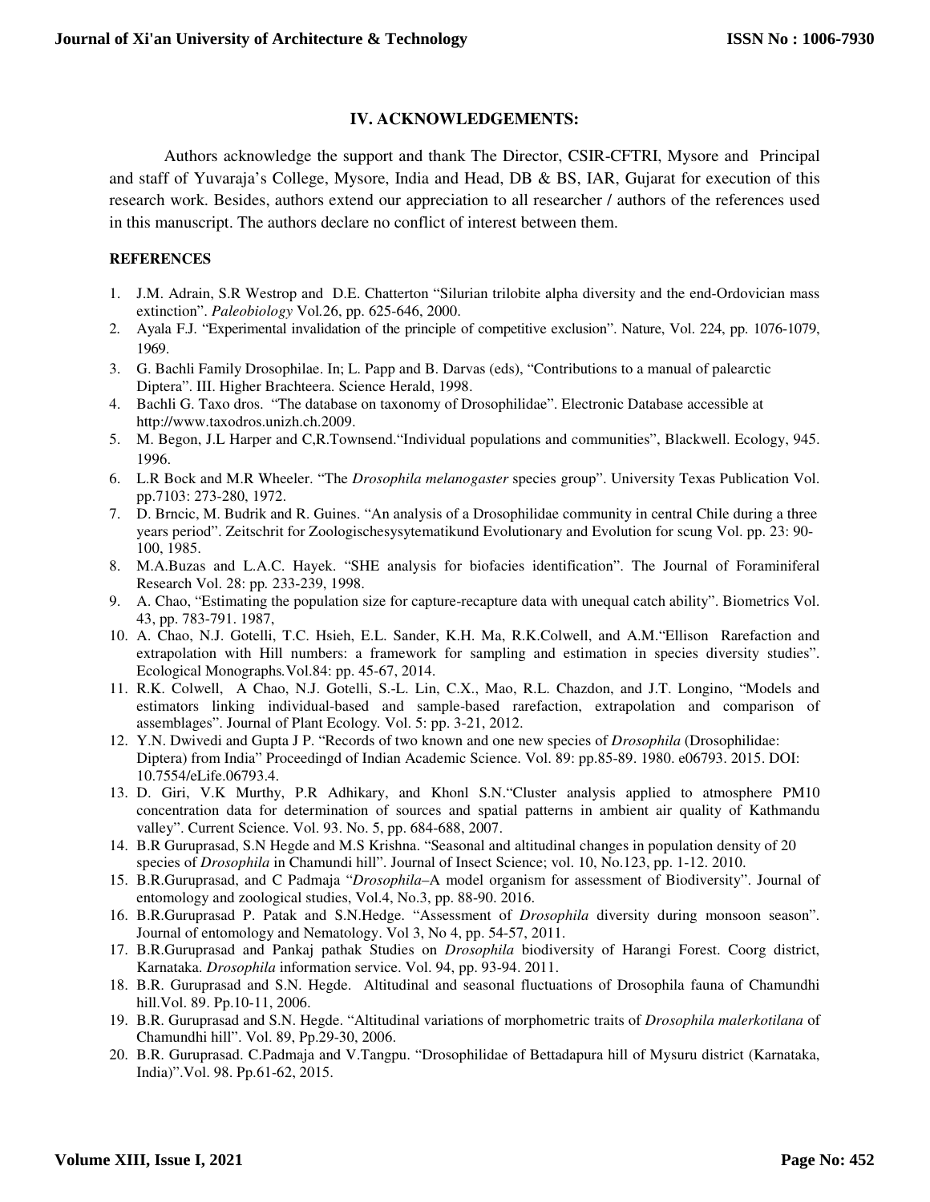## IV. ACKNOWLEDGEMENTS:

Authors acknowledge the support and thank The Director, CSIR-CFTRI, Mysore and Principal and staff of Yuvaraja's College, Mysore, India and Head, DB & BS, IAR, Gujarat for execution of this research work. Besides, authors extend our appreciation to all researcher / authors of the references used in this manuscript. The authors declare no conflict of interest between them.

### REFERENCES

1. J.M. Adrain, S.R Westrop and D.E. Chatterton "Silurian trilobite alpha diversity and the end-Ordovician mass extinction". *Paleobiology* Vol.26, pp. 625-646, 2000.
2. Ayala F.J. "Experimental invalidation of the principle of competitive exclusion". Nature, Vol. 224, pp. 1076-1079, 1969.
3. G. Bachli Family Drosophilae. In; L. Papp and B. Darvas (eds), "Contributions to a manual of palearctic Diptera". III. Higher Brachteera. Science Herald, 1998.
4. Bachli G. Taxo dros. "The database on taxonomy of Drosophilidae". Electronic Database accessible at http://www.taxodros.unizh.ch.2009.
5. M. Begon, J.L Harper and C,R.Townsend."Individual populations and communities", Blackwell. Ecology, 945. 1996.
6. L.R Bock and M.R Wheeler. "The *Drosophila melanogaster* species group". University Texas Publication Vol. pp.7103: 273-280, 1972.
7. D. Brncic, M. Budrik and R. Guines. "An analysis of a Drosophilidae community in central Chile during a three years period". Zeitschrit for Zoologischesysytematikund Evolutionary and Evolution for scung Vol. pp. 23: 90-100, 1985.
8. M.A.Buzas and L.A.C. Hayek. "SHE analysis for biofacies identification". The Journal of Foraminiferal Research Vol. 28: pp. 233-239, 1998.
9. A. Chao, "Estimating the population size for capture-recapture data with unequal catch ability". Biometrics Vol. 43, pp. 783-791. 1987,
10. A. Chao, N.J. Gotelli, T.C. Hsieh, E.L. Sander, K.H. Ma, R.K.Colwell, and A.M."Ellison Rarefaction and extrapolation with Hill numbers: a framework for sampling and estimation in species diversity studies". Ecological Monographs.Vol.84: pp. 45-67, 2014.
11. R.K. Colwell, A Chao, N.J. Gotelli, S.-L. Lin, C.X., Mao, R.L. Chazdon, and J.T. Longino, "Models and estimators linking individual-based and sample-based rarefaction, extrapolation and comparison of assemblages". Journal of Plant Ecology. Vol. 5: pp. 3-21, 2012.
12. Y.N. Dwivedi and Gupta J P. "Records of two known and one new species of *Drosophila* (Drosophilidae: Diptera) from India" Proceedingd of Indian Academic Science. Vol. 89: pp.85-89. 1980. e06793. 2015. DOI: 10.7554/eLife.06793.4.
13. D. Giri, V.K Murthy, P.R Adhikary, and Khonl S.N."Cluster analysis applied to atmosphere PM10 concentration data for determination of sources and spatial patterns in ambient air quality of Kathmandu valley". Current Science. Vol. 93. No. 5, pp. 684-688, 2007.
14. B.R Guruprasad, S.N Hegde and M.S Krishna. "Seasonal and altitudinal changes in population density of 20 species of *Drosophila* in Chamundi hill". Journal of Insect Science; vol. 10, No.123, pp. 1-12. 2010.
15. B.R.Guruprasad, and C Padmaja "*Drosophila*–A model organism for assessment of Biodiversity". Journal of entomology and zoological studies, Vol.4, No.3, pp. 88-90. 2016.
16. B.R.Guruprasad P. Patak and S.N.Hedge. "Assessment of *Drosophila* diversity during monsoon season". Journal of entomology and Nematology. Vol 3, No 4, pp. 54-57, 2011.
17. B.R.Guruprasad and Pankaj pathak Studies on *Drosophila* biodiversity of Harangi Forest. Coorg district, Karnataka. *Drosophila* information service. Vol. 94, pp. 93-94. 2011.
18. B.R. Guruprasad and S.N. Hegde. Altitudinal and seasonal fluctuations of Drosophila fauna of Chamundhi hill.Vol. 89. Pp.10-11, 2006.
19. B.R. Guruprasad and S.N. Hegde. "Altitudinal variations of morphometric traits of *Drosophila malerkotilana* of Chamundhi hill". Vol. 89, Pp.29-30, 2006.
20. B.R. Guruprasad. C.Padmaja and V.Tangpu. "Drosophilidae of Bettadapura hill of Mysuru district (Karnataka, India)".Vol. 98. Pp.61-62, 2015.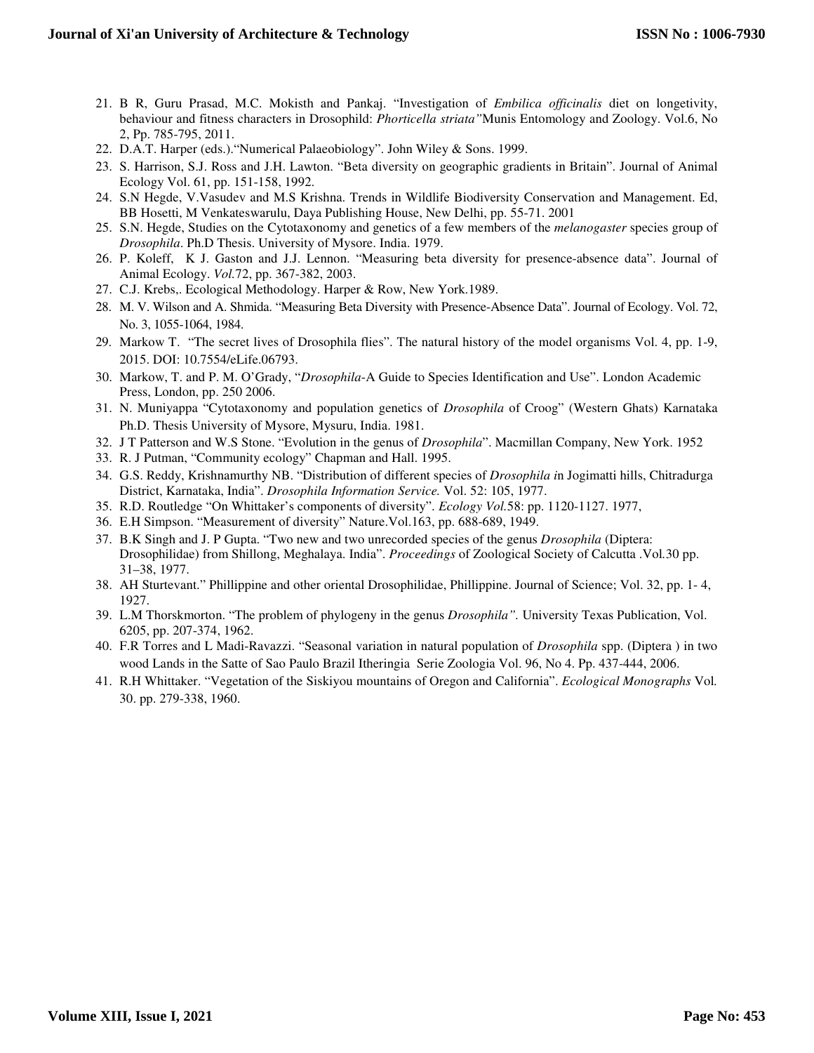21. B R, Guru Prasad, M.C. Mokisth and Pankaj. "Investigation of *Embilica officinalis* diet on longetivity, behaviour and fitness characters in Drosophild: *Phorticella striata"* Munis Entomology and Zoology. Vol.6, No 2, Pp. 785-795, 2011.
22. D.A.T. Harper (eds.)."Numerical Palaeobiology". John Wiley & Sons. 1999.
23. S. Harrison, S.J. Ross and J.H. Lawton. "Beta diversity on geographic gradients in Britain". Journal of Animal Ecology Vol. 61, pp. 151-158, 1992.
24. S.N Hegde, V.Vasudev and M.S Krishna. Trends in Wildlife Biodiversity Conservation and Management. Ed, BB Hosetti, M Venkateswarulu, Daya Publishing House, New Delhi, pp. 55-71. 2001
25. S.N. Hegde, Studies on the Cytotaxonomy and genetics of a few members of the *melanogaster* species group of *Drosophila*. Ph.D Thesis. University of Mysore. India. 1979.
26. P. Koleff, K J. Gaston and J.J. Lennon. "Measuring beta diversity for presence-absence data". Journal of Animal Ecology. *Vol.*72, pp. 367-382, 2003.
27. C.J. Krebs,. Ecological Methodology. Harper & Row, New York.1989.
28. M. V. Wilson and A. Shmida. "Measuring Beta Diversity with Presence-Absence Data". Journal of Ecology. Vol. 72, No. 3, 1055-1064, 1984.
29. Markow T. "The secret lives of Drosophila flies". The natural history of the model organisms Vol. 4, pp. 1-9, 2015. DOI: 10.7554/eLife.06793.
30. Markow, T. and P. M. O'Grady, "*Drosophila*-A Guide to Species Identification and Use". London Academic Press, London, pp. 250 2006.
31. N. Muniyappa "Cytotaxonomy and population genetics of *Drosophila* of Croog" (Western Ghats) Karnataka Ph.D. Thesis University of Mysore, Mysuru, India. 1981.
32. J T Patterson and W.S Stone. "Evolution in the genus of *Drosophila*". Macmillan Company, New York. 1952
33. R. J Putman, "Community ecology" Chapman and Hall. 1995.
34. G.S. Reddy, Krishnamurthy NB. "Distribution of different species of *Drosophila i*n Jogimatti hills, Chitradurga District, Karnataka, India". *Drosophila Information Service.* Vol. 52: 105, 1977.
35. R.D. Routledge "On Whittaker's components of diversity". *Ecology Vol.*58: pp. 1120-1127. 1977,
36. E.H Simpson. "Measurement of diversity" Nature.Vol.163, pp. 688-689, 1949.
37. B.K Singh and J. P Gupta. "Two new and two unrecorded species of the genus *Drosophila* (Diptera: Drosophilidae) from Shillong, Meghalaya. India". *Proceedings* of Zoological Society of Calcutta .Vol.30 pp. 31–38, 1977.
38. AH Sturtevant." Phillippine and other oriental Drosophilidae, Phillippine. Journal of Science; Vol. 32, pp. 1- 4, 1927.
39. L.M Thorskmorton. "The problem of phylogeny in the genus *Drosophila".* University Texas Publication, Vol. 6205, pp. 207-374, 1962.
40. F.R Torres and L Madi-Ravazzi. "Seasonal variation in natural population of *Drosophila* spp. (Diptera ) in two wood Lands in the Satte of Sao Paulo Brazil Itheringia Serie Zoologia Vol. 96, No 4. Pp. 437-444, 2006.
41. R.H Whittaker. "Vegetation of the Siskiyou mountains of Oregon and California". *Ecological Monographs* Vol. 30. pp. 279-338, 1960.